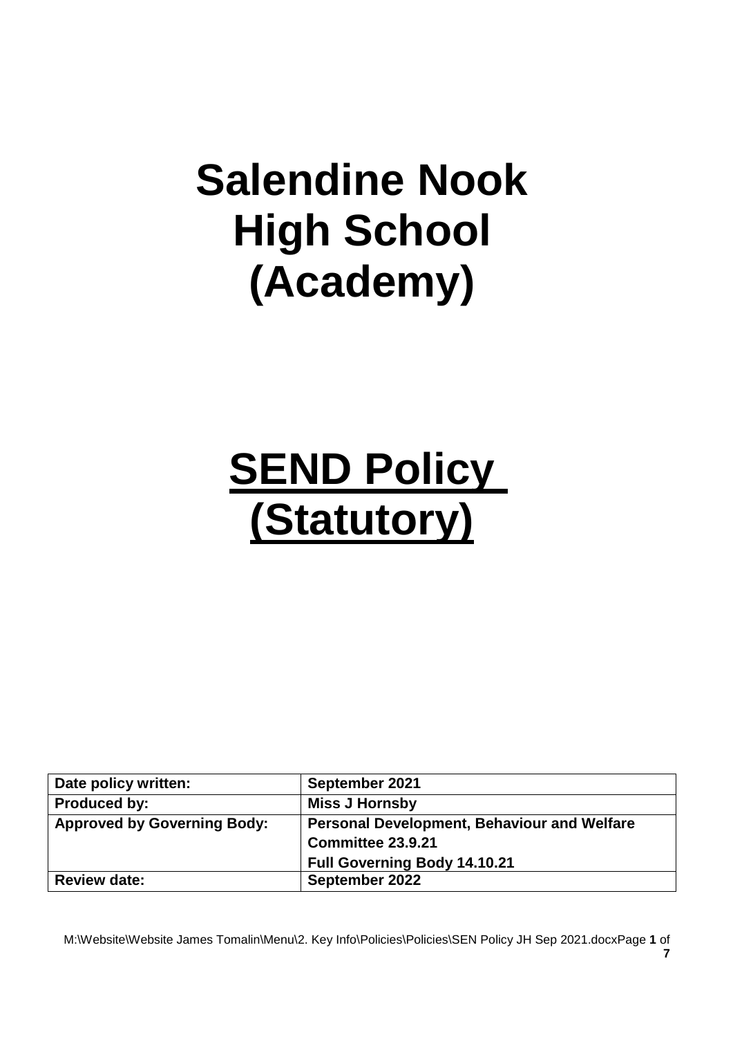# Salendine Nook High School (Academy)

# <u>SEND Policy (Statutory)</u>

| Date policy written: | September 2021 |
| --- | --- |
| Produced by: | Miss J Hornsby |
| Approved by Governing Body: | Personal Development, Behaviour and Welfare Committee 23.9.21<br>Full Governing Body 14.10.21 |
| Review date: | September 2022 |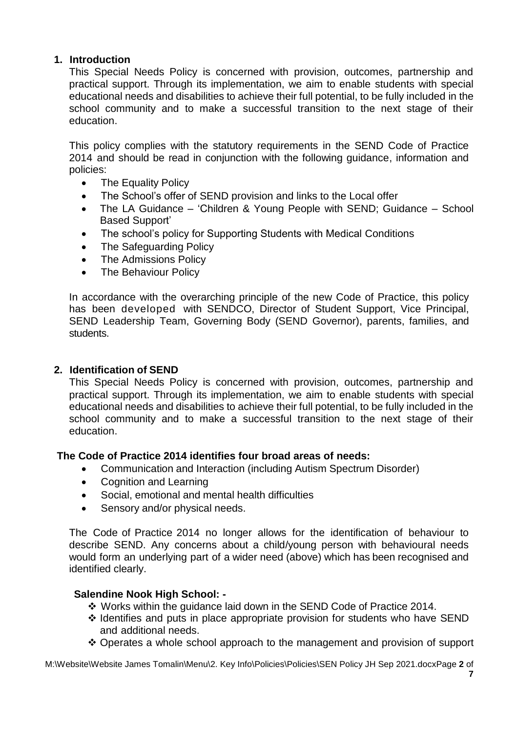## 1. Introduction

This Special Needs Policy is concerned with provision, outcomes, partnership and practical support. Through its implementation, we aim to enable students with special educational needs and disabilities to achieve their full potential, to be fully included in the school community and to make a successful transition to the next stage of their education.

This policy complies with the statutory requirements in the SEND Code of Practice 2014 and should be read in conjunction with the following guidance, information and policies:

- The Equality Policy
- The School's offer of SEND provision and links to the Local offer
- The LA Guidance – 'Children & Young People with SEND; Guidance – School Based Support'
- The school's policy for Supporting Students with Medical Conditions
- The Safeguarding Policy
- The Admissions Policy
- The Behaviour Policy

In accordance with the overarching principle of the new Code of Practice, this policy has been developed with SENDCO, Director of Student Support, Vice Principal, SEND Leadership Team, Governing Body (SEND Governor), parents, families, and students.

## 2. Identification of SEND

This Special Needs Policy is concerned with provision, outcomes, partnership and practical support. Through its implementation, we aim to enable students with special educational needs and disabilities to achieve their full potential, to be fully included in the school community and to make a successful transition to the next stage of their education.

**The Code of Practice 2014 identifies four broad areas of needs:**

- Communication and Interaction (including Autism Spectrum Disorder)
- Cognition and Learning
- Social, emotional and mental health difficulties
- Sensory and/or physical needs.

The Code of Practice 2014 no longer allows for the identification of behaviour to describe SEND. Any concerns about a child/young person with behavioural needs would form an underlying part of a wider need (above) which has been recognised and identified clearly.

**Salendine Nook High School: -**

- ❖ Works within the guidance laid down in the SEND Code of Practice 2014.
- ❖ Identifies and puts in place appropriate provision for students who have SEND and additional needs.
- ❖ Operates a whole school approach to the management and provision of support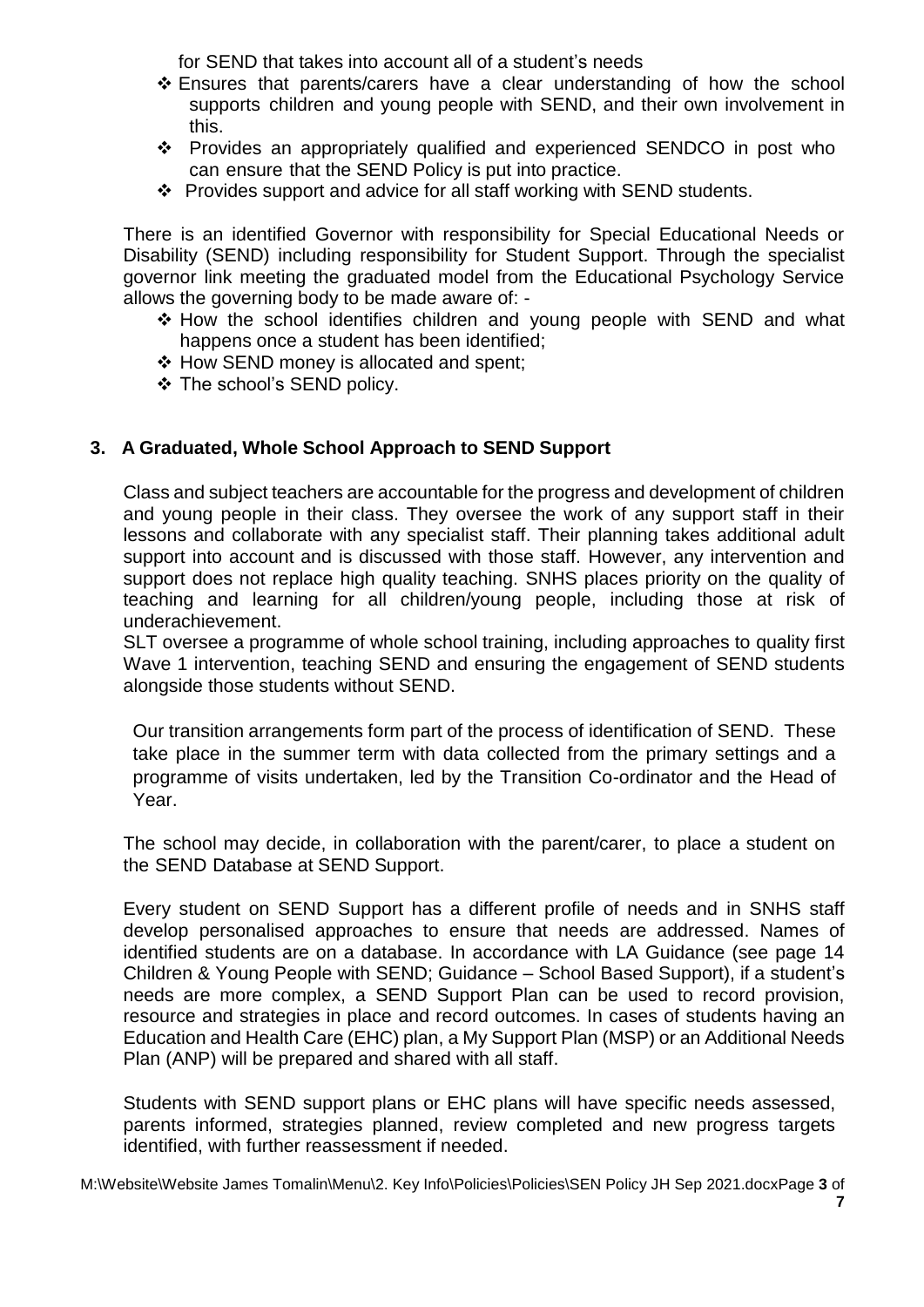for SEND that takes into account all of a student's needs

- Ensures that parents/carers have a clear understanding of how the school supports children and young people with SEND, and their own involvement in this.
- Provides an appropriately qualified and experienced SENDCO in post who can ensure that the SEND Policy is put into practice.
- Provides support and advice for all staff working with SEND students.

There is an identified Governor with responsibility for Special Educational Needs or Disability (SEND) including responsibility for Student Support. Through the specialist governor link meeting the graduated model from the Educational Psychology Service allows the governing body to be made aware of: -

- How the school identifies children and young people with SEND and what happens once a student has been identified;
- How SEND money is allocated and spent;
- The school's SEND policy.

## 3. A Graduated, Whole School Approach to SEND Support

Class and subject teachers are accountable for the progress and development of children and young people in their class. They oversee the work of any support staff in their lessons and collaborate with any specialist staff. Their planning takes additional adult support into account and is discussed with those staff. However, any intervention and support does not replace high quality teaching. SNHS places priority on the quality of teaching and learning for all children/young people, including those at risk of underachievement.

SLT oversee a programme of whole school training, including approaches to quality first Wave 1 intervention, teaching SEND and ensuring the engagement of SEND students alongside those students without SEND.

Our transition arrangements form part of the process of identification of SEND. These take place in the summer term with data collected from the primary settings and a programme of visits undertaken, led by the Transition Co-ordinator and the Head of Year.

The school may decide, in collaboration with the parent/carer, to place a student on the SEND Database at SEND Support.

Every student on SEND Support has a different profile of needs and in SNHS staff develop personalised approaches to ensure that needs are addressed. Names of identified students are on a database. In accordance with LA Guidance (see page 14 Children & Young People with SEND; Guidance – School Based Support), if a student's needs are more complex, a SEND Support Plan can be used to record provision, resource and strategies in place and record outcomes. In cases of students having an Education and Health Care (EHC) plan, a My Support Plan (MSP) or an Additional Needs Plan (ANP) will be prepared and shared with all staff.

Students with SEND support plans or EHC plans will have specific needs assessed, parents informed, strategies planned, review completed and new progress targets identified, with further reassessment if needed.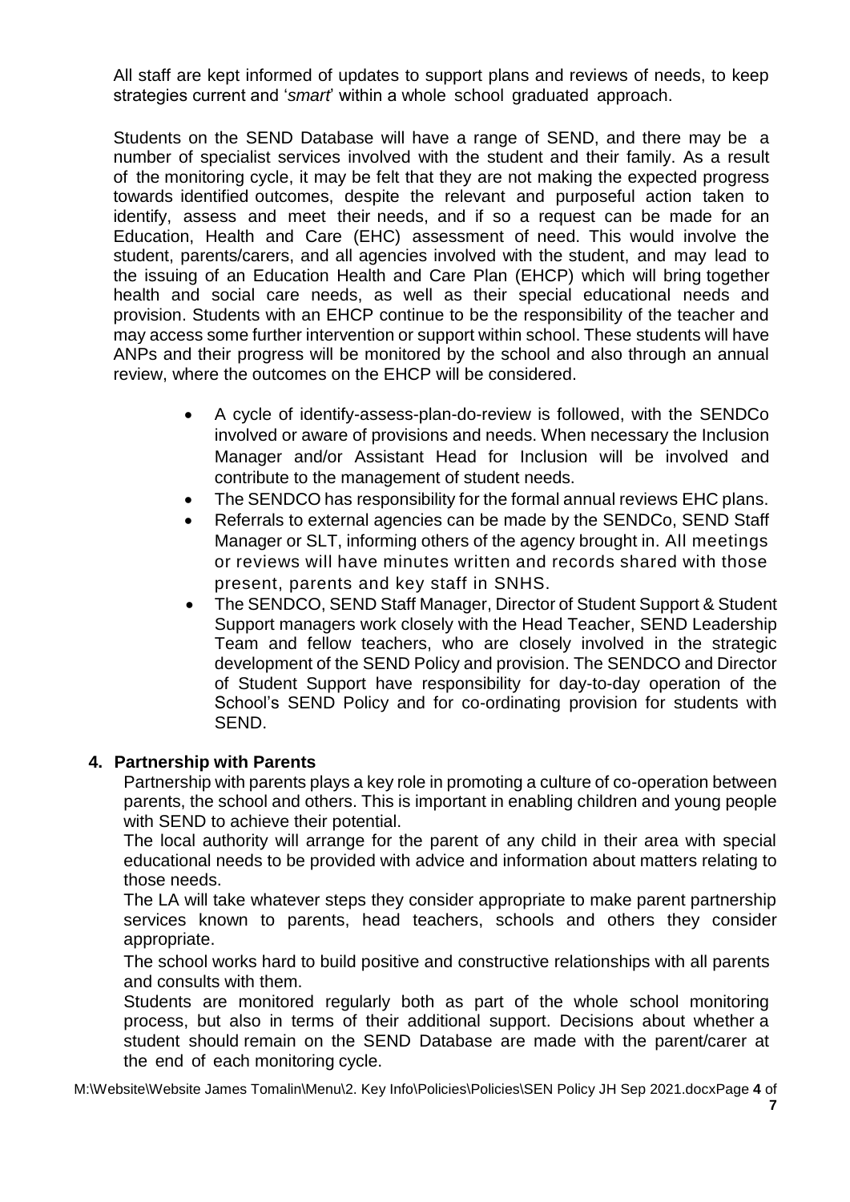All staff are kept informed of updates to support plans and reviews of needs, to keep strategies current and '*smart*' within a whole school graduated approach.

Students on the SEND Database will have a range of SEND, and there may be a number of specialist services involved with the student and their family. As a result of the monitoring cycle, it may be felt that they are not making the expected progress towards identified outcomes, despite the relevant and purposeful action taken to identify, assess and meet their needs, and if so a request can be made for an Education, Health and Care (EHC) assessment of need. This would involve the student, parents/carers, and all agencies involved with the student, and may lead to the issuing of an Education Health and Care Plan (EHCP) which will bring together health and social care needs, as well as their special educational needs and provision. Students with an EHCP continue to be the responsibility of the teacher and may access some further intervention or support within school. These students will have ANPs and their progress will be monitored by the school and also through an annual review, where the outcomes on the EHCP will be considered.

- A cycle of identify-assess-plan-do-review is followed, with the SENDCo involved or aware of provisions and needs. When necessary the Inclusion Manager and/or Assistant Head for Inclusion will be involved and contribute to the management of student needs.
- The SENDCO has responsibility for the formal annual reviews EHC plans.
- Referrals to external agencies can be made by the SENDCo, SEND Staff Manager or SLT, informing others of the agency brought in. All meetings or reviews will have minutes written and records shared with those present, parents and key staff in SNHS.
- The SENDCO, SEND Staff Manager, Director of Student Support & Student Support managers work closely with the Head Teacher, SEND Leadership Team and fellow teachers, who are closely involved in the strategic development of the SEND Policy and provision. The SENDCO and Director of Student Support have responsibility for day-to-day operation of the School's SEND Policy and for co-ordinating provision for students with SEND.

## 4. Partnership with Parents

Partnership with parents plays a key role in promoting a culture of co-operation between parents, the school and others. This is important in enabling children and young people with SEND to achieve their potential.

The local authority will arrange for the parent of any child in their area with special educational needs to be provided with advice and information about matters relating to those needs.

The LA will take whatever steps they consider appropriate to make parent partnership services known to parents, head teachers, schools and others they consider appropriate.

The school works hard to build positive and constructive relationships with all parents and consults with them.

Students are monitored regularly both as part of the whole school monitoring process, but also in terms of their additional support. Decisions about whether a student should remain on the SEND Database are made with the parent/carer at the end of each monitoring cycle.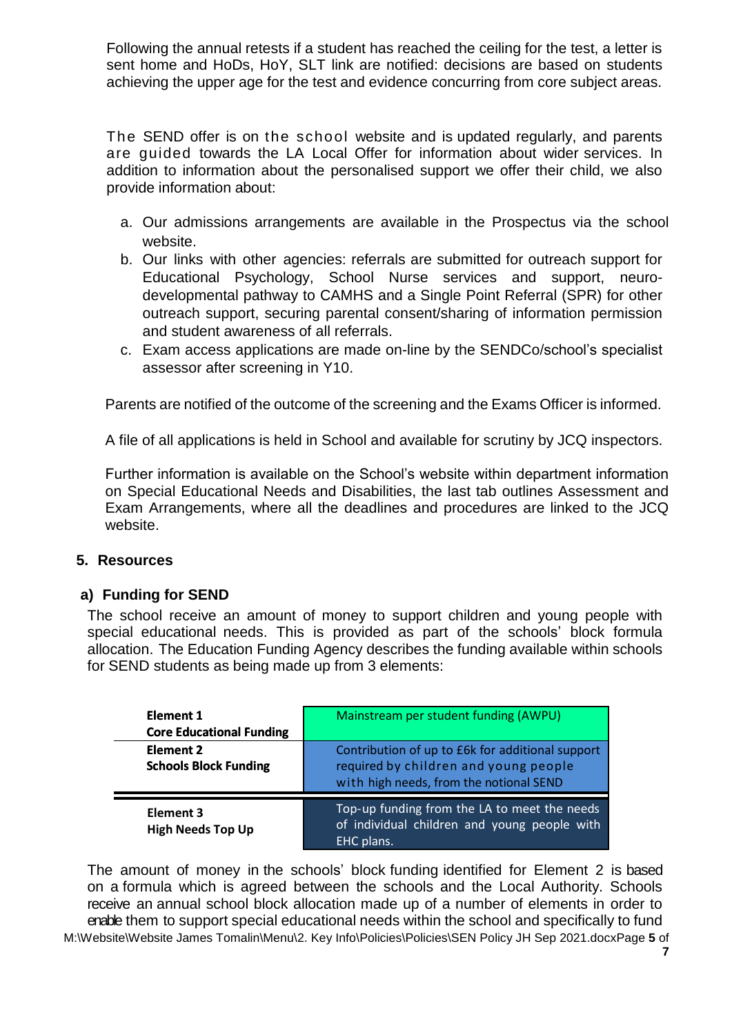Following the annual retests if a student has reached the ceiling for the test, a letter is sent home and HoDs, HoY, SLT link are notified: decisions are based on students achieving the upper age for the test and evidence concurring from core subject areas.

The SEND offer is on the school website and is updated regularly, and parents are guided towards the LA Local Offer for information about wider services. In addition to information about the personalised support we offer their child, we also provide information about:

a. Our admissions arrangements are available in the Prospectus via the school website.
b. Our links with other agencies: referrals are submitted for outreach support for Educational Psychology, School Nurse services and support, neuro-developmental pathway to CAMHS and a Single Point Referral (SPR) for other outreach support, securing parental consent/sharing of information permission and student awareness of all referrals.
c. Exam access applications are made on-line by the SENDCo/school's specialist assessor after screening in Y10.

Parents are notified of the outcome of the screening and the Exams Officer is informed.

A file of all applications is held in School and available for scrutiny by JCQ inspectors.

Further information is available on the School's website within department information on Special Educational Needs and Disabilities, the last tab outlines Assessment and Exam Arrangements, where all the deadlines and procedures are linked to the JCQ website.

## 5. Resources

### a) Funding for SEND

The school receive an amount of money to support children and young people with special educational needs. This is provided as part of the schools' block formula allocation. The Education Funding Agency describes the funding available within schools for SEND students as being made up from 3 elements:

| Element | Description |
|---|---|
| **Element 1**<br>**Core Educational Funding** | Mainstream per student funding (AWPU) |
| **Element 2**<br>**Schools Block Funding** | Contribution of up to £6k for additional support required by children and young people with high needs, from the notional SEND |
| **Element 3**<br>**High Needs Top Up** | Top-up funding from the LA to meet the needs of individual children and young people with EHC plans. |

The amount of money in the schools' block funding identified for Element 2 is based on a formula which is agreed between the schools and the Local Authority. Schools receive an annual school block allocation made up of a number of elements in order to enable them to support special educational needs within the school and specifically to fund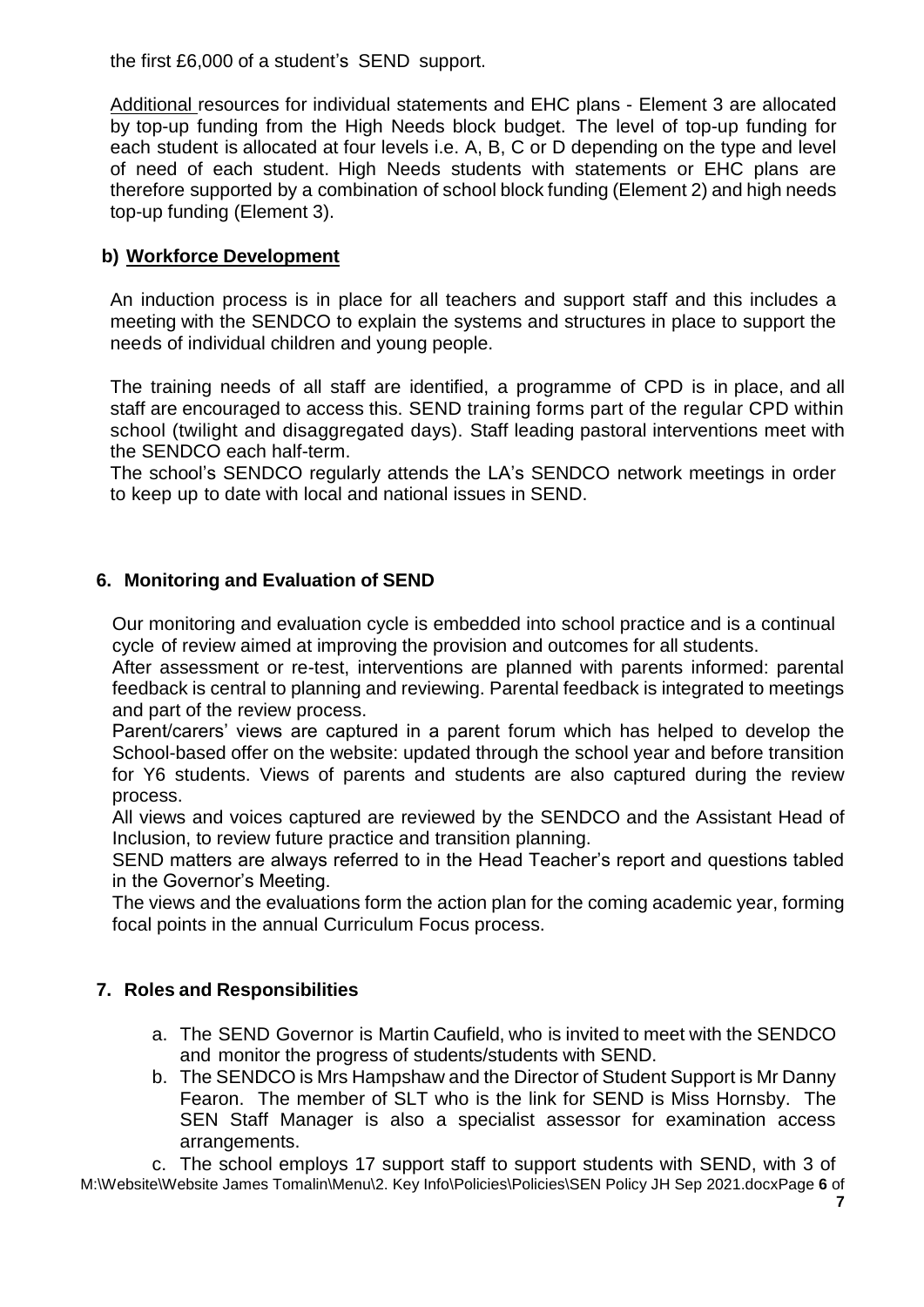the first £6,000 of a student's SEND support.

Additional resources for individual statements and EHC plans - Element 3 are allocated by top-up funding from the High Needs block budget. The level of top-up funding for each student is allocated at four levels i.e. A, B, C or D depending on the type and level of need of each student. High Needs students with statements or EHC plans are therefore supported by a combination of school block funding (Element 2) and high needs top-up funding (Element 3).

### b) Workforce Development

An induction process is in place for all teachers and support staff and this includes a meeting with the SENDCO to explain the systems and structures in place to support the needs of individual children and young people.

The training needs of all staff are identified, a programme of CPD is in place, and all staff are encouraged to access this. SEND training forms part of the regular CPD within school (twilight and disaggregated days). Staff leading pastoral interventions meet with the SENDCO each half-term.

The school's SENDCO regularly attends the LA's SENDCO network meetings in order to keep up to date with local and national issues in SEND.

## 6. Monitoring and Evaluation of SEND

Our monitoring and evaluation cycle is embedded into school practice and is a continual cycle of review aimed at improving the provision and outcomes for all students.

After assessment or re-test, interventions are planned with parents informed: parental feedback is central to planning and reviewing. Parental feedback is integrated to meetings and part of the review process.

Parent/carers' views are captured in a parent forum which has helped to develop the School-based offer on the website: updated through the school year and before transition for Y6 students. Views of parents and students are also captured during the review process.

All views and voices captured are reviewed by the SENDCO and the Assistant Head of Inclusion, to review future practice and transition planning.

SEND matters are always referred to in the Head Teacher's report and questions tabled in the Governor's Meeting.

The views and the evaluations form the action plan for the coming academic year, forming focal points in the annual Curriculum Focus process.

## 7. Roles and Responsibilities

a. The SEND Governor is Martin Caufield, who is invited to meet with the SENDCO and monitor the progress of students/students with SEND.

b. The SENDCO is Mrs Hampshaw and the Director of Student Support is Mr Danny Fearon. The member of SLT who is the link for SEND is Miss Hornsby. The SEN Staff Manager is also a specialist assessor for examination access arrangements.

c. The school employs 17 support staff to support students with SEND, with 3 of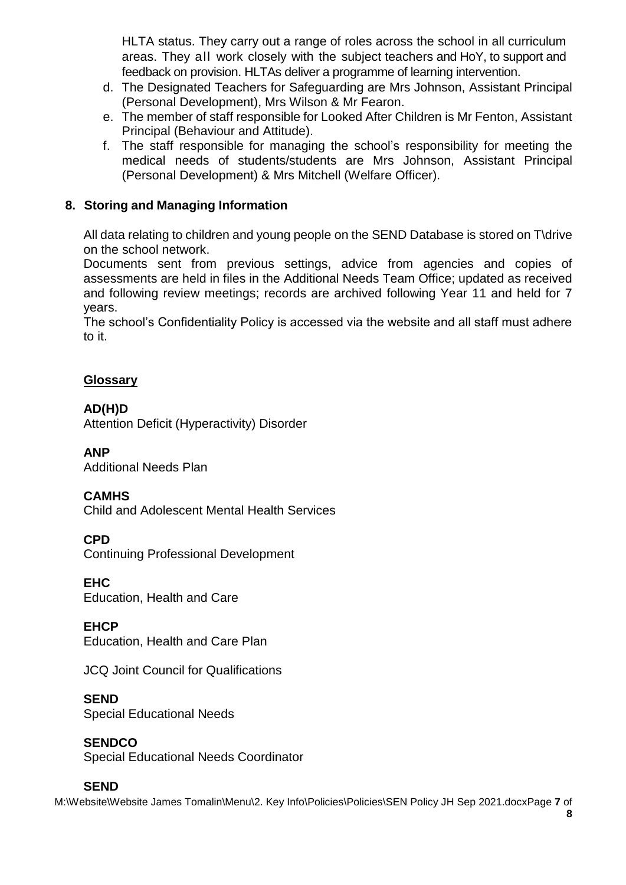HLTA status. They carry out a range of roles across the school in all curriculum areas. They all work closely with the subject teachers and HoY, to support and feedback on provision. HLTAs deliver a programme of learning intervention.

d. The Designated Teachers for Safeguarding are Mrs Johnson, Assistant Principal (Personal Development), Mrs Wilson & Mr Fearon.
e. The member of staff responsible for Looked After Children is Mr Fenton, Assistant Principal (Behaviour and Attitude).
f. The staff responsible for managing the school's responsibility for meeting the medical needs of students/students are Mrs Johnson, Assistant Principal (Personal Development) & Mrs Mitchell (Welfare Officer).

## 8. Storing and Managing Information

All data relating to children and young people on the SEND Database is stored on T\drive on the school network.

Documents sent from previous settings, advice from agencies and copies of assessments are held in files in the Additional Needs Team Office; updated as received and following review meetings; records are archived following Year 11 and held for 7 years.

The school's Confidentiality Policy is accessed via the website and all staff must adhere to it.

## Glossary

**AD(H)D**
Attention Deficit (Hyperactivity) Disorder

**ANP**
Additional Needs Plan

**CAMHS**
Child and Adolescent Mental Health Services

**CPD**
Continuing Professional Development

**EHC**
Education, Health and Care

**EHCP**
Education, Health and Care Plan

JCQ Joint Council for Qualifications

**SEND**
Special Educational Needs

**SENDCO**
Special Educational Needs Coordinator

**SEND**